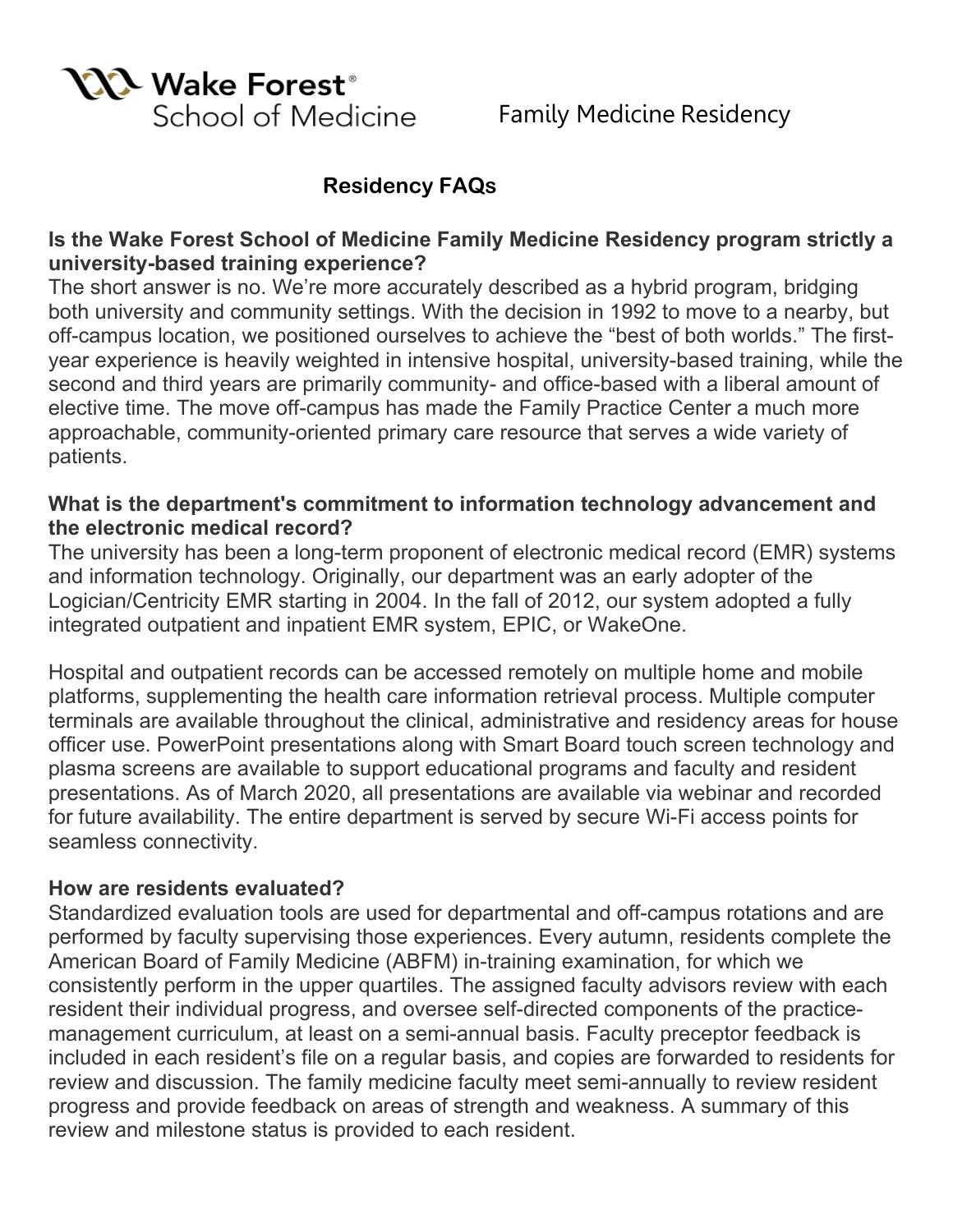Wake Forest® School of Medicine

Family Medicine Residency

# Residency FAQs

### Is the Wake Forest School of Medicine Family Medicine Residency program strictly a university-based training experience?

The short answer is no. We're more accurately described as a hybrid program, bridging both university and community settings. With the decision in 1992 to move to a nearby, but off-campus location, we positioned ourselves to achieve the "best of both worlds." The first-year experience is heavily weighted in intensive hospital, university-based training, while the second and third years are primarily community- and office-based with a liberal amount of elective time. The move off-campus has made the Family Practice Center a much more approachable, community-oriented primary care resource that serves a wide variety of patients.

### What is the department's commitment to information technology advancement and the electronic medical record?

The university has been a long-term proponent of electronic medical record (EMR) systems and information technology. Originally, our department was an early adopter of the Logician/Centricity EMR starting in 2004. In the fall of 2012, our system adopted a fully integrated outpatient and inpatient EMR system, EPIC, or WakeOne.

Hospital and outpatient records can be accessed remotely on multiple home and mobile platforms, supplementing the health care information retrieval process. Multiple computer terminals are available throughout the clinical, administrative and residency areas for house officer use. PowerPoint presentations along with Smart Board touch screen technology and plasma screens are available to support educational programs and faculty and resident presentations. As of March 2020, all presentations are available via webinar and recorded for future availability. The entire department is served by secure Wi-Fi access points for seamless connectivity.

### How are residents evaluated?

Standardized evaluation tools are used for departmental and off-campus rotations and are performed by faculty supervising those experiences. Every autumn, residents complete the American Board of Family Medicine (ABFM) in-training examination, for which we consistently perform in the upper quartiles. The assigned faculty advisors review with each resident their individual progress, and oversee self-directed components of the practice-management curriculum, at least on a semi-annual basis. Faculty preceptor feedback is included in each resident's file on a regular basis, and copies are forwarded to residents for review and discussion. The family medicine faculty meet semi-annually to review resident progress and provide feedback on areas of strength and weakness. A summary of this review and milestone status is provided to each resident.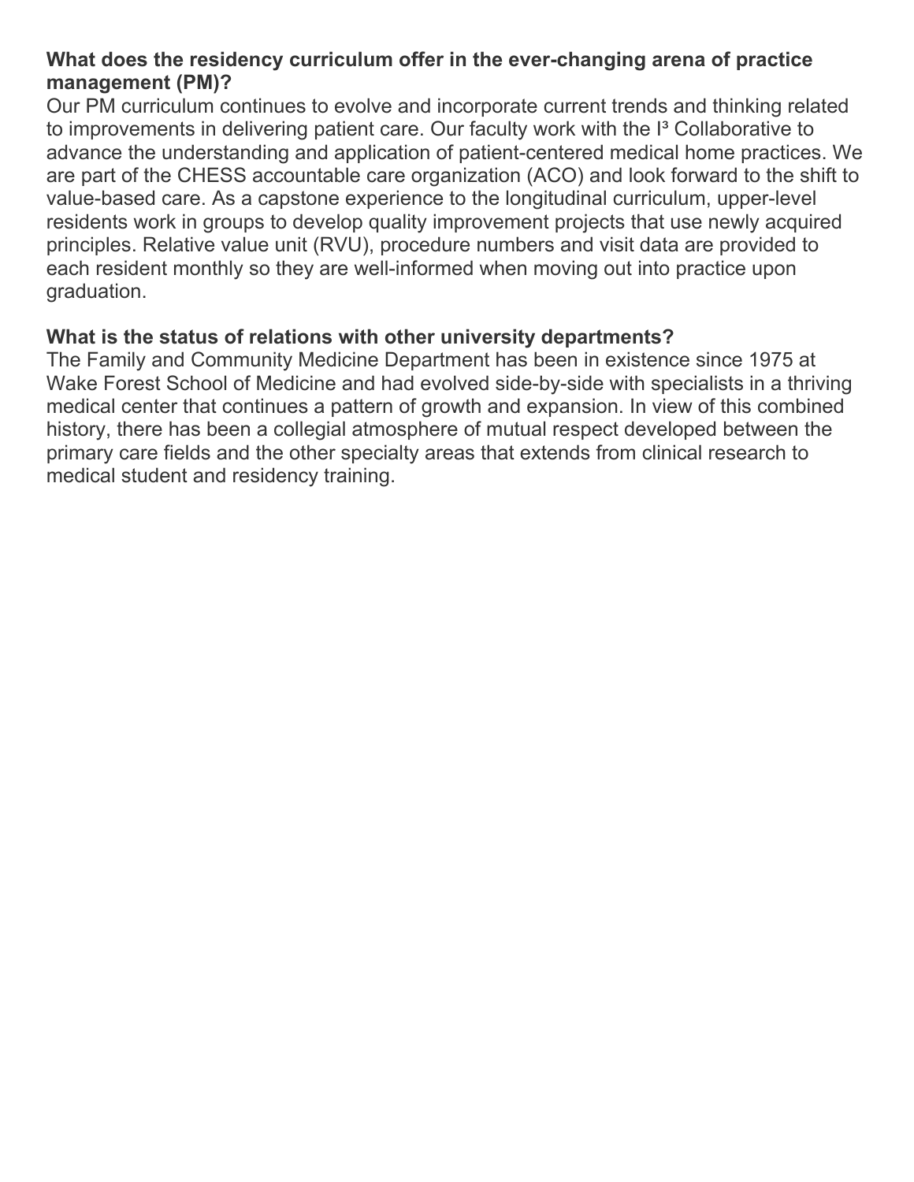**What does the residency curriculum offer in the ever-changing arena of practice management (PM)?**

Our PM curriculum continues to evolve and incorporate current trends and thinking related to improvements in delivering patient care. Our faculty work with the I³ Collaborative to advance the understanding and application of patient-centered medical home practices. We are part of the CHESS accountable care organization (ACO) and look forward to the shift to value-based care. As a capstone experience to the longitudinal curriculum, upper-level residents work in groups to develop quality improvement projects that use newly acquired principles. Relative value unit (RVU), procedure numbers and visit data are provided to each resident monthly so they are well-informed when moving out into practice upon graduation.

**What is the status of relations with other university departments?**

The Family and Community Medicine Department has been in existence since 1975 at Wake Forest School of Medicine and had evolved side-by-side with specialists in a thriving medical center that continues a pattern of growth and expansion. In view of this combined history, there has been a collegial atmosphere of mutual respect developed between the primary care fields and the other specialty areas that extends from clinical research to medical student and residency training.